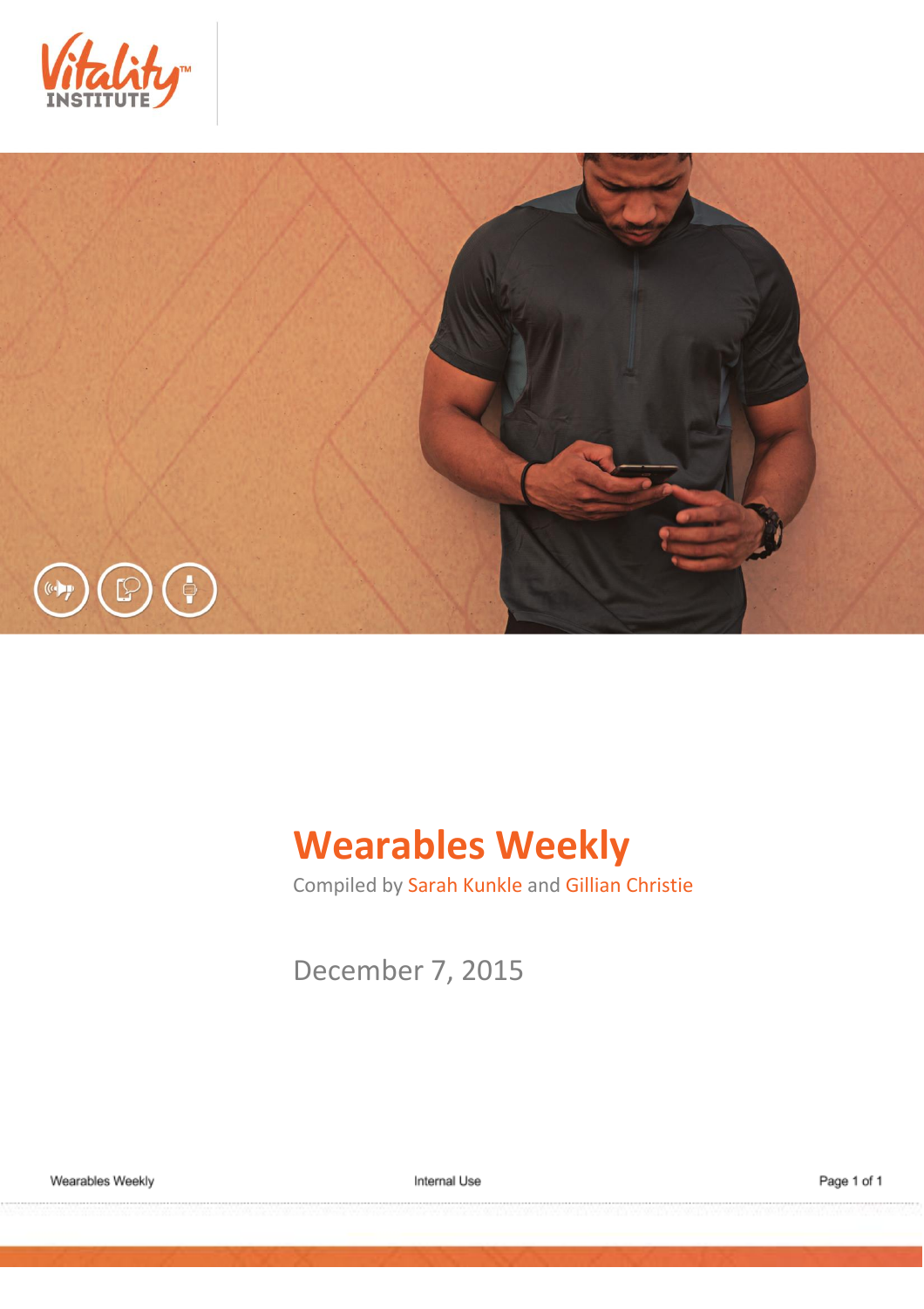Vitality™ INSTITUTE

# Wearables Weekly

Compiled by Sarah Kunkle and Gillian Christie

December 7, 2015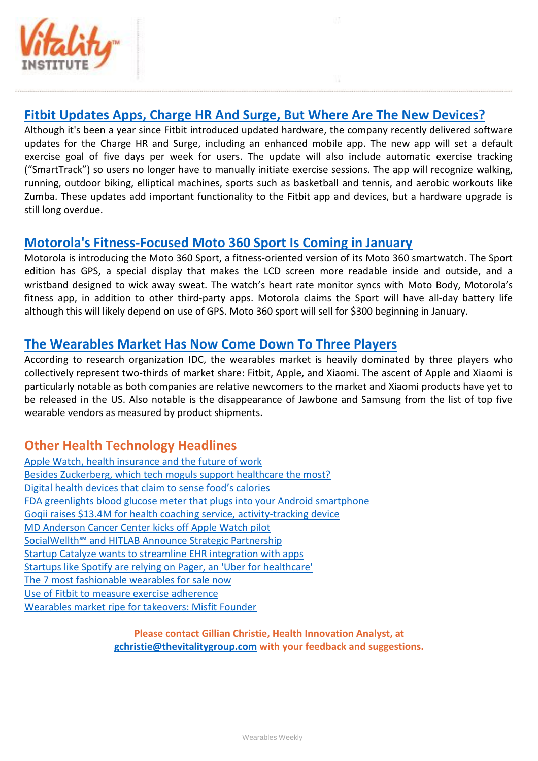## Fitbit Updates Apps, Charge HR And Surge, But Where Are The New Devices?

Although it's been a year since Fitbit introduced updated hardware, the company recently delivered software updates for the Charge HR and Surge, including an enhanced mobile app. The new app will set a default exercise goal of five days per week for users. The update will also include automatic exercise tracking ("SmartTrack") so users no longer have to manually initiate exercise sessions. The app will recognize walking, running, outdoor biking, elliptical machines, sports such as basketball and tennis, and aerobic workouts like Zumba. These updates add important functionality to the Fitbit app and devices, but a hardware upgrade is still long overdue.

## Motorola's Fitness-Focused Moto 360 Sport Is Coming in January

Motorola is introducing the Moto 360 Sport, a fitness-oriented version of its Moto 360 smartwatch. The Sport edition has GPS, a special display that makes the LCD screen more readable inside and outside, and a wristband designed to wick away sweat. The watch's heart rate monitor syncs with Moto Body, Motorola's fitness app, in addition to other third-party apps. Motorola claims the Sport will have all-day battery life although this will likely depend on use of GPS. Moto 360 sport will sell for $300 beginning in January.

## The Wearables Market Has Now Come Down To Three Players

According to research organization IDC, the wearables market is heavily dominated by three players who collectively represent two-thirds of market share: Fitbit, Apple, and Xiaomi. The ascent of Apple and Xiaomi is particularly notable as both companies are relative newcomers to the market and Xiaomi products have yet to be released in the US. Also notable is the disappearance of Jawbone and Samsung from the list of top five wearable vendors as measured by product shipments.

## Other Health Technology Headlines

Apple Watch, health insurance and the future of work
Besides Zuckerberg, which tech moguls support healthcare the most?
Digital health devices that claim to sense food's calories
FDA greenlights blood glucose meter that plugs into your Android smartphone
Goqii raises $13.4M for health coaching service, activity-tracking device
MD Anderson Cancer Center kicks off Apple Watch pilot
SocialWellth℠ and HITLAB Announce Strategic Partnership
Startup Catalyze wants to streamline EHR integration with apps
Startups like Spotify are relying on Pager, an 'Uber for healthcare'
The 7 most fashionable wearables for sale now
Use of Fitbit to measure exercise adherence
Wearables market ripe for takeovers: Misfit Founder

**Please contact Gillian Christie, Health Innovation Analyst, at gchristie@thevitalitygroup.com with your feedback and suggestions.**